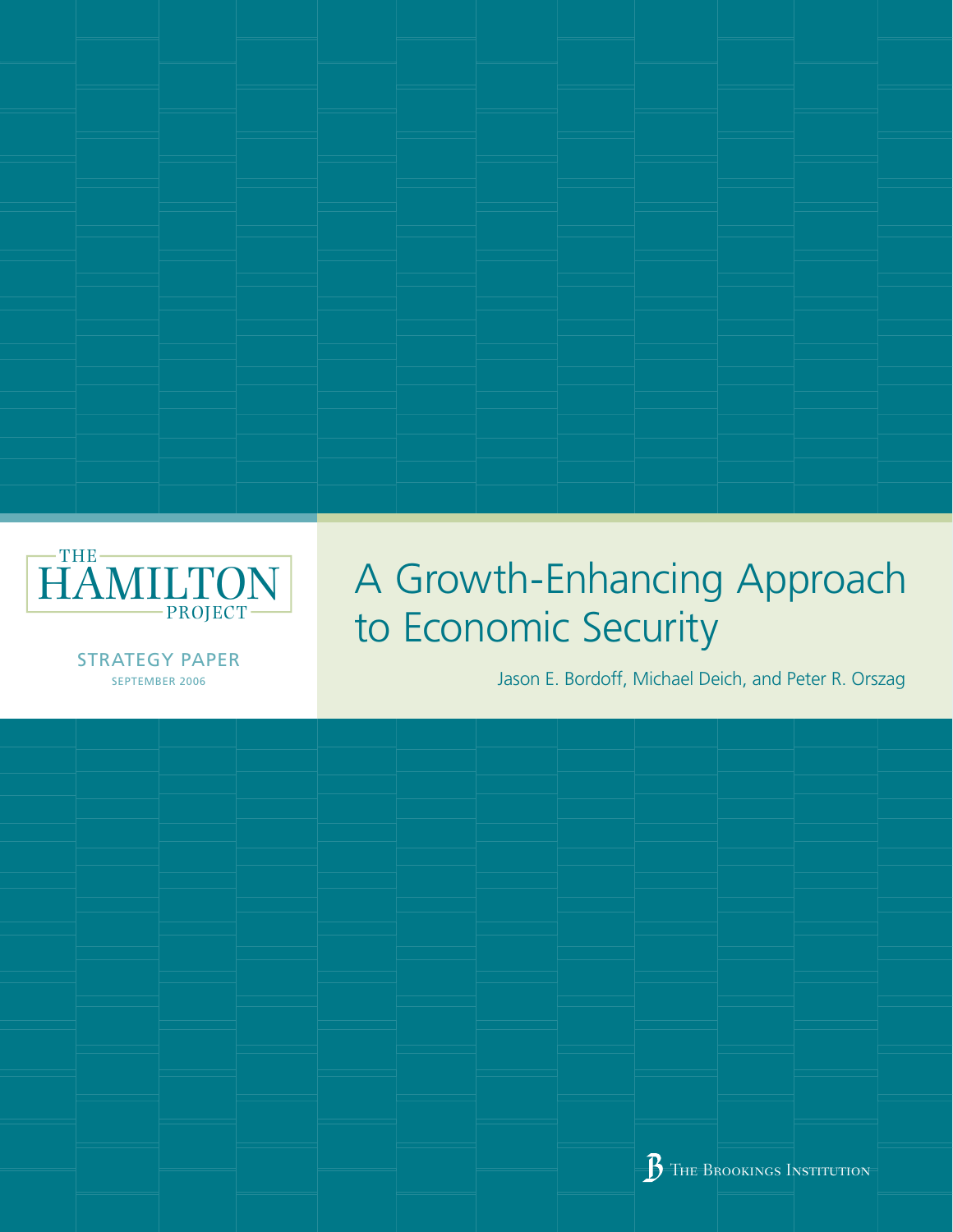THE HAMILTON PROJECT

STRATEGY PAPER

SEPTEMBER 2006

# A Growth-Enhancing Approach to Economic Security

Jason E. Bordoff, Michael Deich, and Peter R. Orszag

The Brookings Institution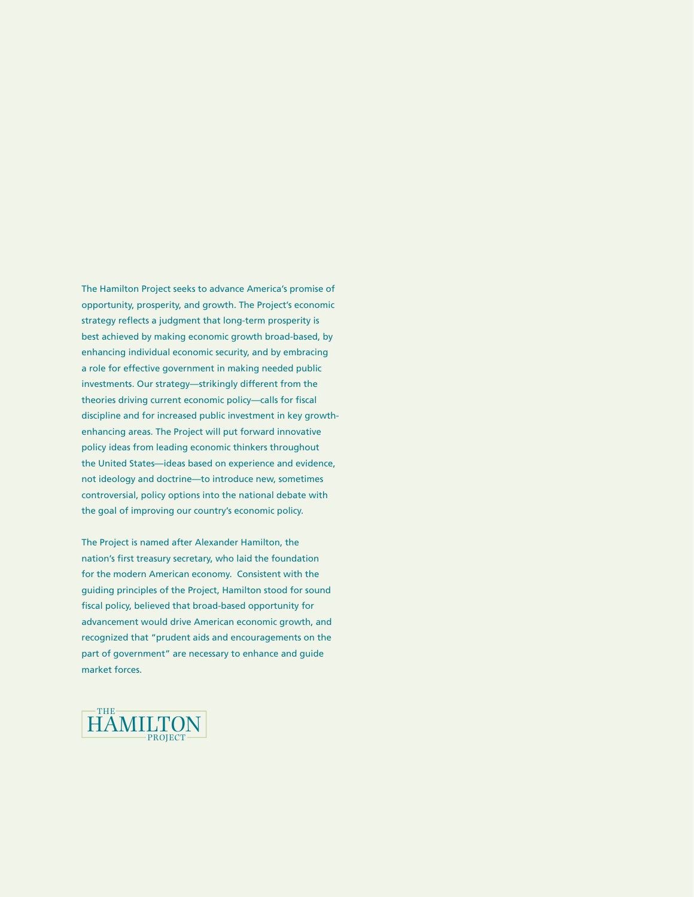The Hamilton Project seeks to advance America's promise of opportunity, prosperity, and growth. The Project's economic strategy reflects a judgment that long-term prosperity is best achieved by making economic growth broad-based, by enhancing individual economic security, and by embracing a role for effective government in making needed public investments. Our strategy—strikingly different from the theories driving current economic policy—calls for fiscal discipline and for increased public investment in key growth-enhancing areas. The Project will put forward innovative policy ideas from leading economic thinkers throughout the United States—ideas based on experience and evidence, not ideology and doctrine—to introduce new, sometimes controversial, policy options into the national debate with the goal of improving our country's economic policy.

The Project is named after Alexander Hamilton, the nation's first treasury secretary, who laid the foundation for the modern American economy. Consistent with the guiding principles of the Project, Hamilton stood for sound fiscal policy, believed that broad-based opportunity for advancement would drive American economic growth, and recognized that "prudent aids and encouragements on the part of government" are necessary to enhance and guide market forces.

THE HAMILTON PROJECT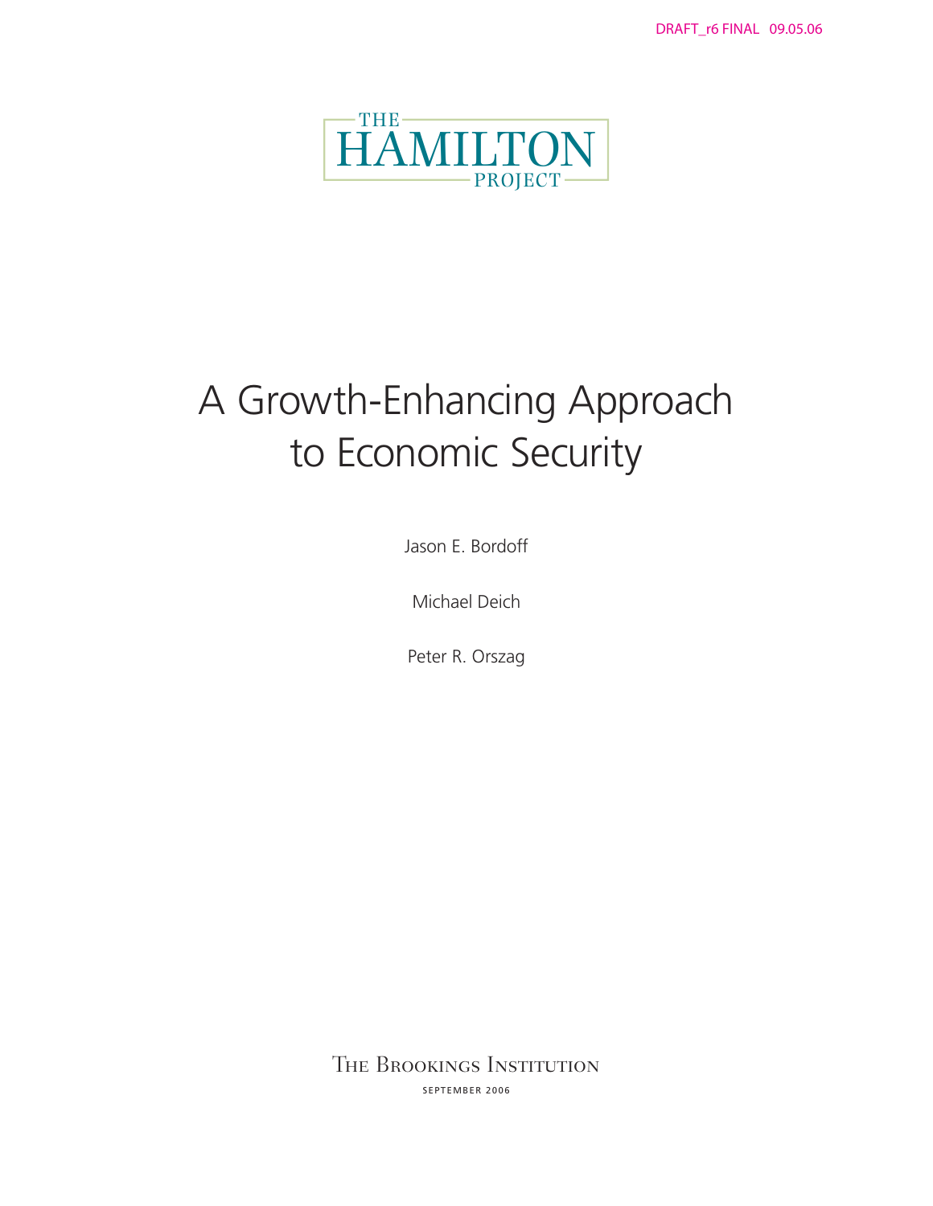DRAFT_r6 FINAL 09.05.06

THE HAMILTON PROJECT

# A Growth-Enhancing Approach to Economic Security

Jason E. Bordoff

Michael Deich

Peter R. Orszag

The Brookings Institution

SEPTEMBER 2006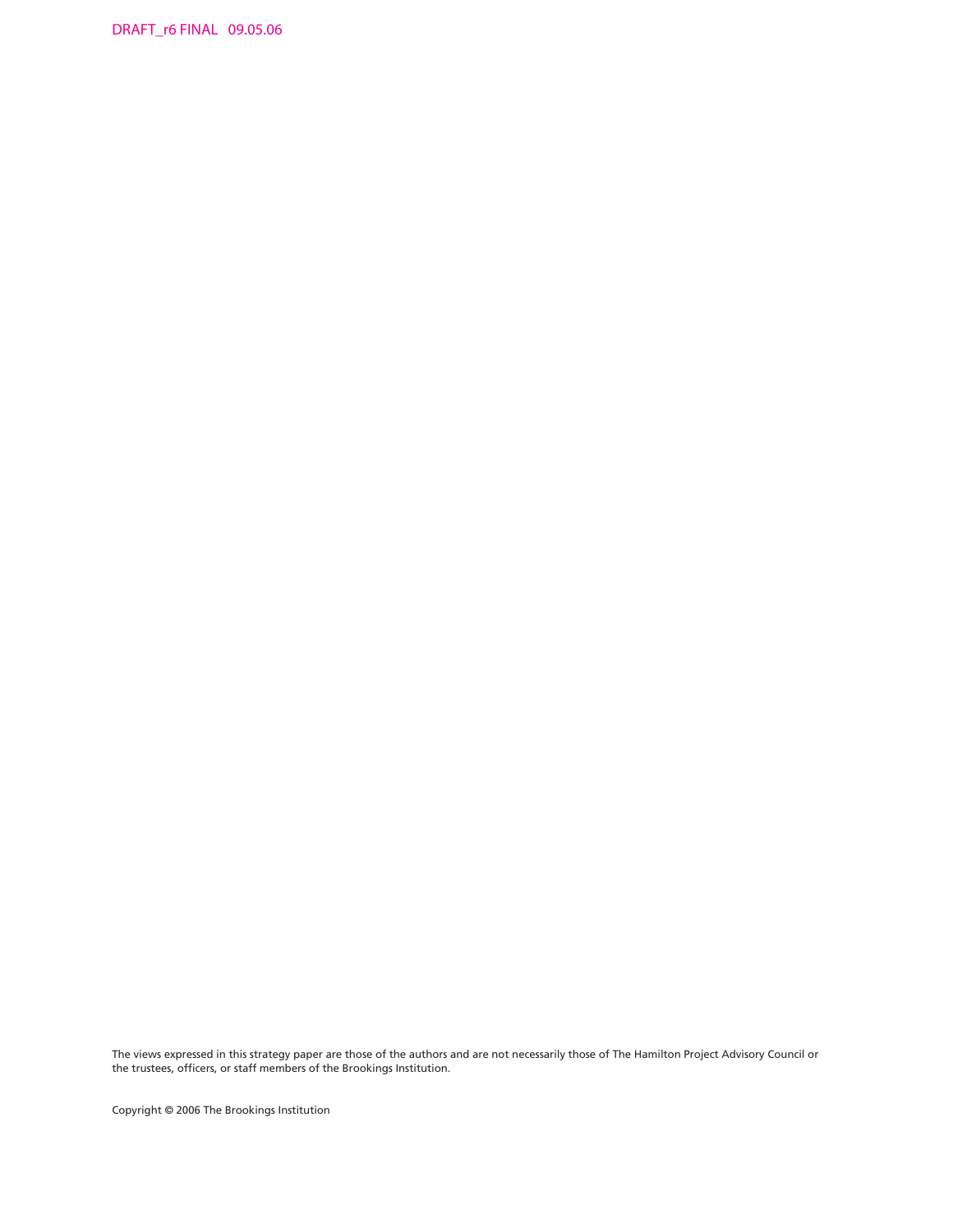DRAFT_r6 FINAL 09.05.06

The views expressed in this strategy paper are those of the authors and are not necessarily those of The Hamilton Project Advisory Council or the trustees, officers, or staff members of the Brookings Institution.

Copyright © 2006 The Brookings Institution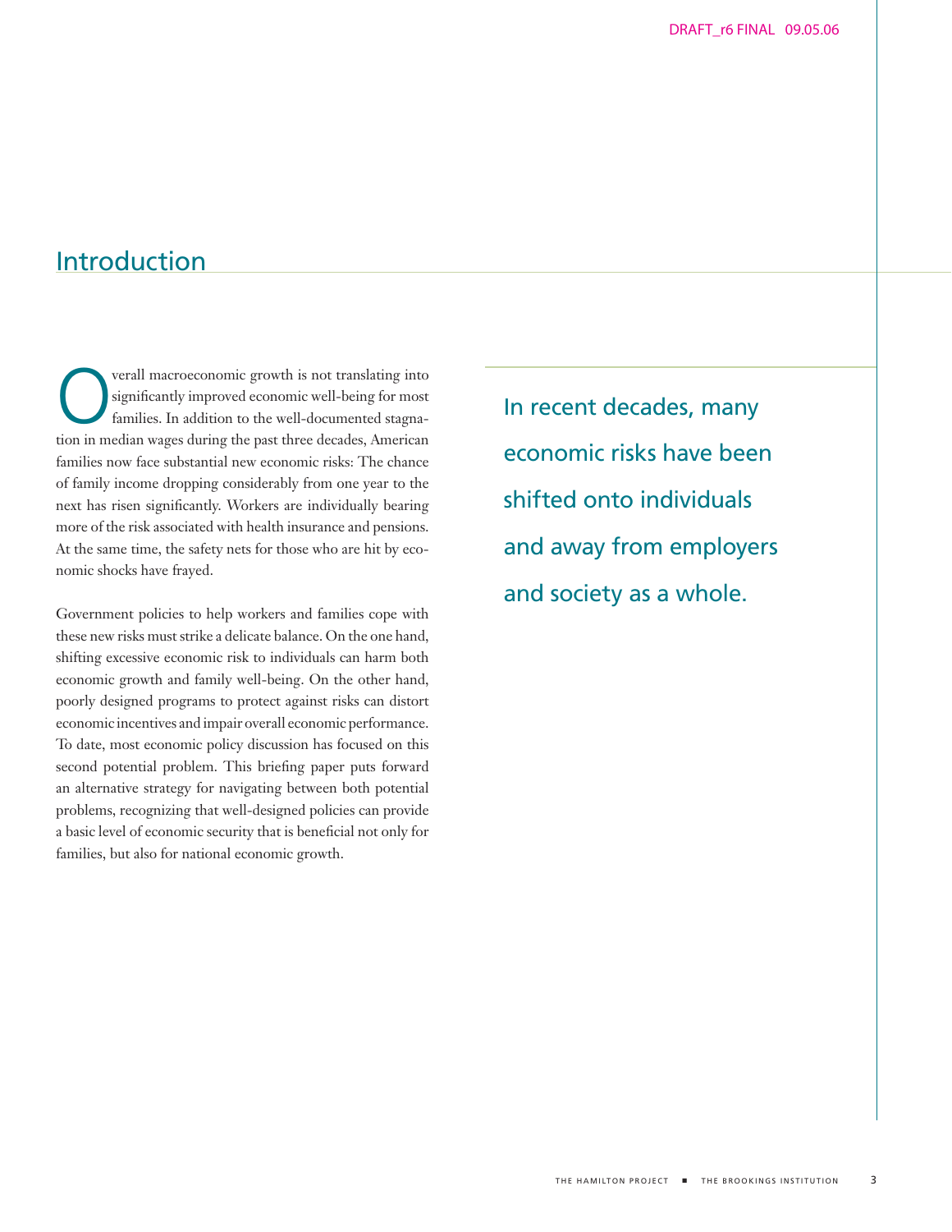## Introduction

Overall macroeconomic growth is not translating into significantly improved economic well-being for most families. In addition to the well-documented stagnation in median wages during the past three decades, American families now face substantial new economic risks: The chance of family income dropping considerably from one year to the next has risen significantly. Workers are individually bearing more of the risk associated with health insurance and pensions. At the same time, the safety nets for those who are hit by economic shocks have frayed.

Government policies to help workers and families cope with these new risks must strike a delicate balance. On the one hand, shifting excessive economic risk to individuals can harm both economic growth and family well-being. On the other hand, poorly designed programs to protect against risks can distort economic incentives and impair overall economic performance. To date, most economic policy discussion has focused on this second potential problem. This briefing paper puts forward an alternative strategy for navigating between both potential problems, recognizing that well-designed policies can provide a basic level of economic security that is beneficial not only for families, but also for national economic growth.

In recent decades, many economic risks have been shifted onto individuals and away from employers and society as a whole.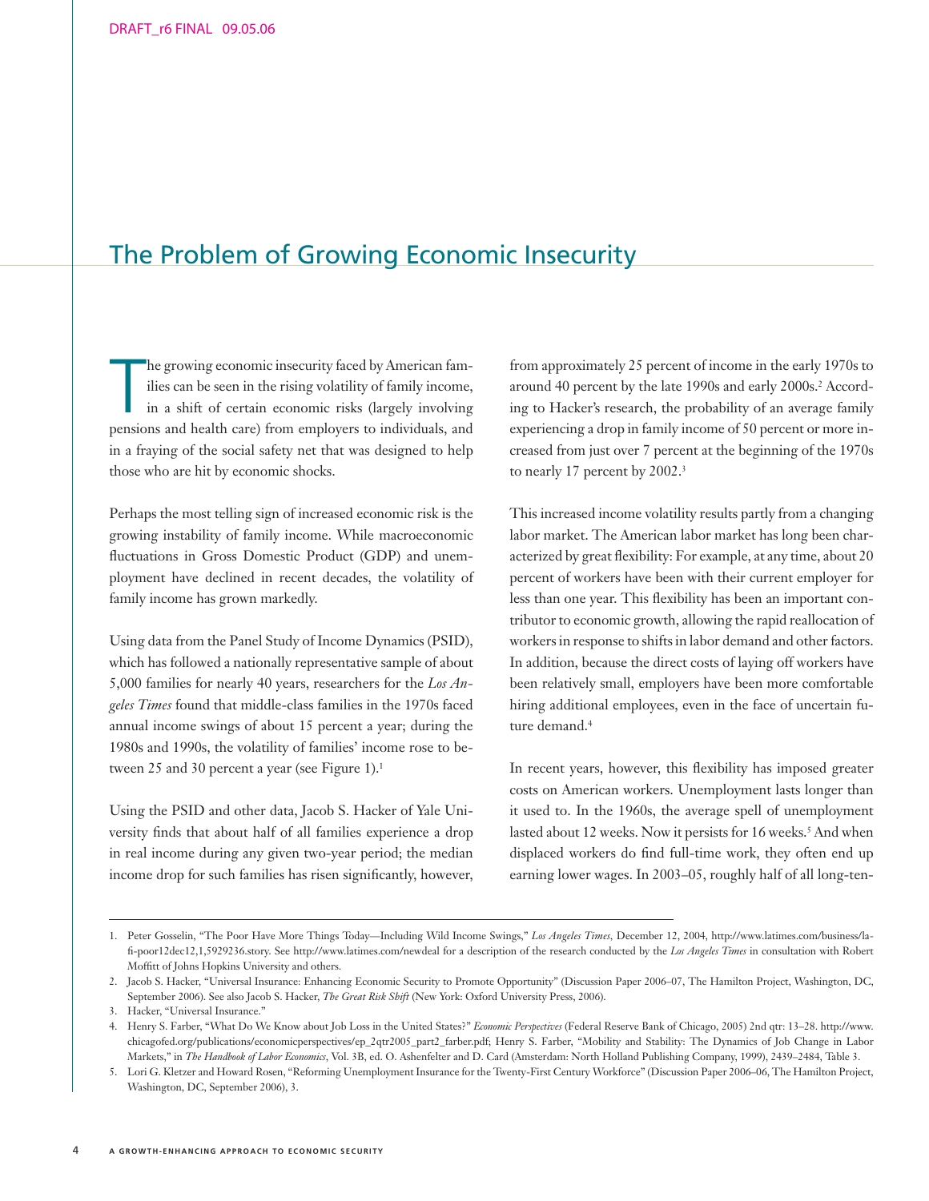## The Problem of Growing Economic Insecurity

The growing economic insecurity faced by American families can be seen in the rising volatility of family income, in a shift of certain economic risks (largely involving pensions and health care) from employers to individuals, and in a fraying of the social safety net that was designed to help those who are hit by economic shocks.

Perhaps the most telling sign of increased economic risk is the growing instability of family income. While macroeconomic fluctuations in Gross Domestic Product (GDP) and unemployment have declined in recent decades, the volatility of family income has grown markedly.

Using data from the Panel Study of Income Dynamics (PSID), which has followed a nationally representative sample of about 5,000 families for nearly 40 years, researchers for the *Los Angeles Times* found that middle-class families in the 1970s faced annual income swings of about 15 percent a year; during the 1980s and 1990s, the volatility of families' income rose to between 25 and 30 percent a year (see Figure 1).[1]

Using the PSID and other data, Jacob S. Hacker of Yale University finds that about half of all families experience a drop in real income during any given two-year period; the median income drop for such families has risen significantly, however, from approximately 25 percent of income in the early 1970s to around 40 percent by the late 1990s and early 2000s.[2] According to Hacker's research, the probability of an average family experiencing a drop in family income of 50 percent or more increased from just over 7 percent at the beginning of the 1970s to nearly 17 percent by 2002.[3]

This increased income volatility results partly from a changing labor market. The American labor market has long been characterized by great flexibility: For example, at any time, about 20 percent of workers have been with their current employer for less than one year. This flexibility has been an important contributor to economic growth, allowing the rapid reallocation of workers in response to shifts in labor demand and other factors. In addition, because the direct costs of laying off workers have been relatively small, employers have been more comfortable hiring additional employees, even in the face of uncertain future demand.[4]

In recent years, however, this flexibility has imposed greater costs on American workers. Unemployment lasts longer than it used to. In the 1960s, the average spell of unemployment lasted about 12 weeks. Now it persists for 16 weeks.[5] And when displaced workers do find full-time work, they often end up earning lower wages. In 2003–05, roughly half of all long-ten-

---

1. Peter Gosselin, "The Poor Have More Things Today—Including Wild Income Swings," *Los Angeles Times*, December 12, 2004, http://www.latimes.com/business/la-fi-poor12dec12,1,5929236.story. See http://www.latimes.com/newdeal for a description of the research conducted by the *Los Angeles Times* in consultation with Robert Moffitt of Johns Hopkins University and others.
2. Jacob S. Hacker, "Universal Insurance: Enhancing Economic Security to Promote Opportunity" (Discussion Paper 2006–07, The Hamilton Project, Washington, DC, September 2006). See also Jacob S. Hacker, *The Great Risk Shift* (New York: Oxford University Press, 2006).
3. Hacker, "Universal Insurance."
4. Henry S. Farber, "What Do We Know about Job Loss in the United States?" *Economic Perspectives* (Federal Reserve Bank of Chicago, 2005) 2nd qtr: 13–28. http://www.chicagofed.org/publications/economicperspectives/ep_2qtr2005_part2_farber.pdf; Henry S. Farber, "Mobility and Stability: The Dynamics of Job Change in Labor Markets," in *The Handbook of Labor Economics*, Vol. 3B, ed. O. Ashenfelter and D. Card (Amsterdam: North Holland Publishing Company, 1999), 2439–2484, Table 3.
5. Lori G. Kletzer and Howard Rosen, "Reforming Unemployment Insurance for the Twenty-First Century Workforce" (Discussion Paper 2006–06, The Hamilton Project, Washington, DC, September 2006), 3.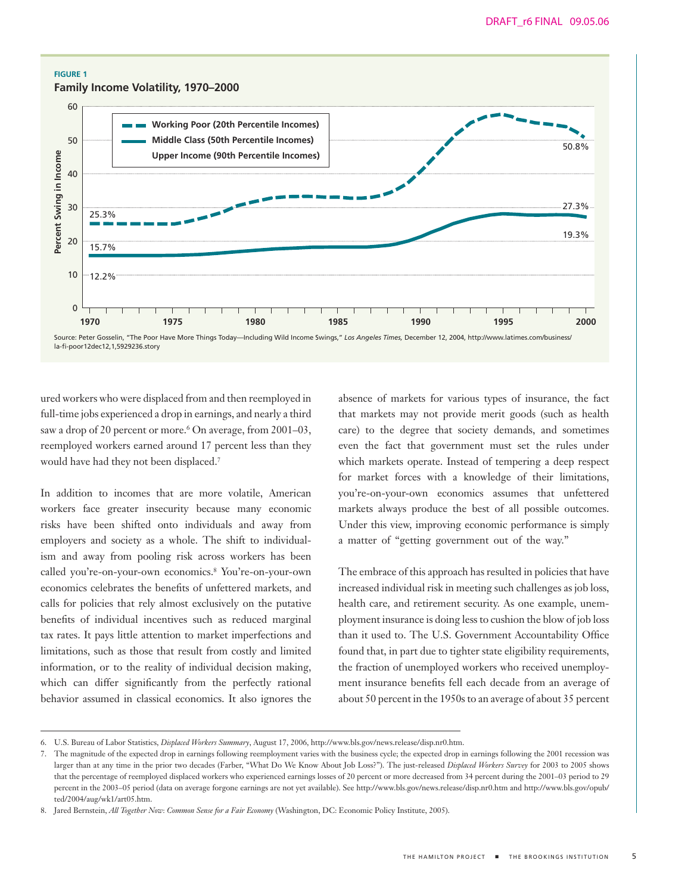**FIGURE 1**

**Family Income Volatility, 1970–2000**

Source: Peter Gosselin, "The Poor Have More Things Today—Including Wild Income Swings," *Los Angeles Times,* December 12, 2004, http://www.latimes.com/business/la-fi-poor12dec12,1,5929236.story

ured workers who were displaced from and then reemployed in full-time jobs experienced a drop in earnings, and nearly a third saw a drop of 20 percent or more.[6] On average, from 2001–03, reemployed workers earned around 17 percent less than they would have had they not been displaced.[7]

In addition to incomes that are more volatile, American workers face greater insecurity because many economic risks have been shifted onto individuals and away from employers and society as a whole. The shift to individualism and away from pooling risk across workers has been called you're-on-your-own economics.[8] You're-on-your-own economics celebrates the benefits of unfettered markets, and calls for policies that rely almost exclusively on the putative benefits of individual incentives such as reduced marginal tax rates. It pays little attention to market imperfections and limitations, such as those that result from costly and limited information, or to the reality of individual decision making, which can differ significantly from the perfectly rational behavior assumed in classical economics. It also ignores the absence of markets for various types of insurance, the fact that markets may not provide merit goods (such as health care) to the degree that society demands, and sometimes even the fact that government must set the rules under which markets operate. Instead of tempering a deep respect for market forces with a knowledge of their limitations, you're-on-your-own economics assumes that unfettered markets always produce the best of all possible outcomes. Under this view, improving economic performance is simply a matter of "getting government out of the way."

The embrace of this approach has resulted in policies that have increased individual risk in meeting such challenges as job loss, health care, and retirement security. As one example, unemployment insurance is doing less to cushion the blow of job loss than it used to. The U.S. Government Accountability Office found that, in part due to tighter state eligibility requirements, the fraction of unemployed workers who received unemployment insurance benefits fell each decade from an average of about 50 percent in the 1950s to an average of about 35 percent

---

6. U.S. Bureau of Labor Statistics, *Displaced Workers Summary*, August 17, 2006, http://www.bls.gov/news.release/disp.nr0.htm.

7. The magnitude of the expected drop in earnings following reemployment varies with the business cycle; the expected drop in earnings following the 2001 recession was larger than at any time in the prior two decades (Farber, "What Do We Know About Job Loss?"). The just-released *Displaced Workers Survey* for 2003 to 2005 shows that the percentage of reemployed displaced workers who experienced earnings losses of 20 percent or more decreased from 34 percent during the 2001–03 period to 29 percent in the 2003–05 period (data on average forgone earnings are not yet available). See http://www.bls.gov/news.release/disp.nr0.htm and http://www.bls.gov/opub/ted/2004/aug/wk1/art05.htm.

8. Jared Bernstein, *All Together Now: Common Sense for a Fair Economy* (Washington, DC: Economic Policy Institute, 2005).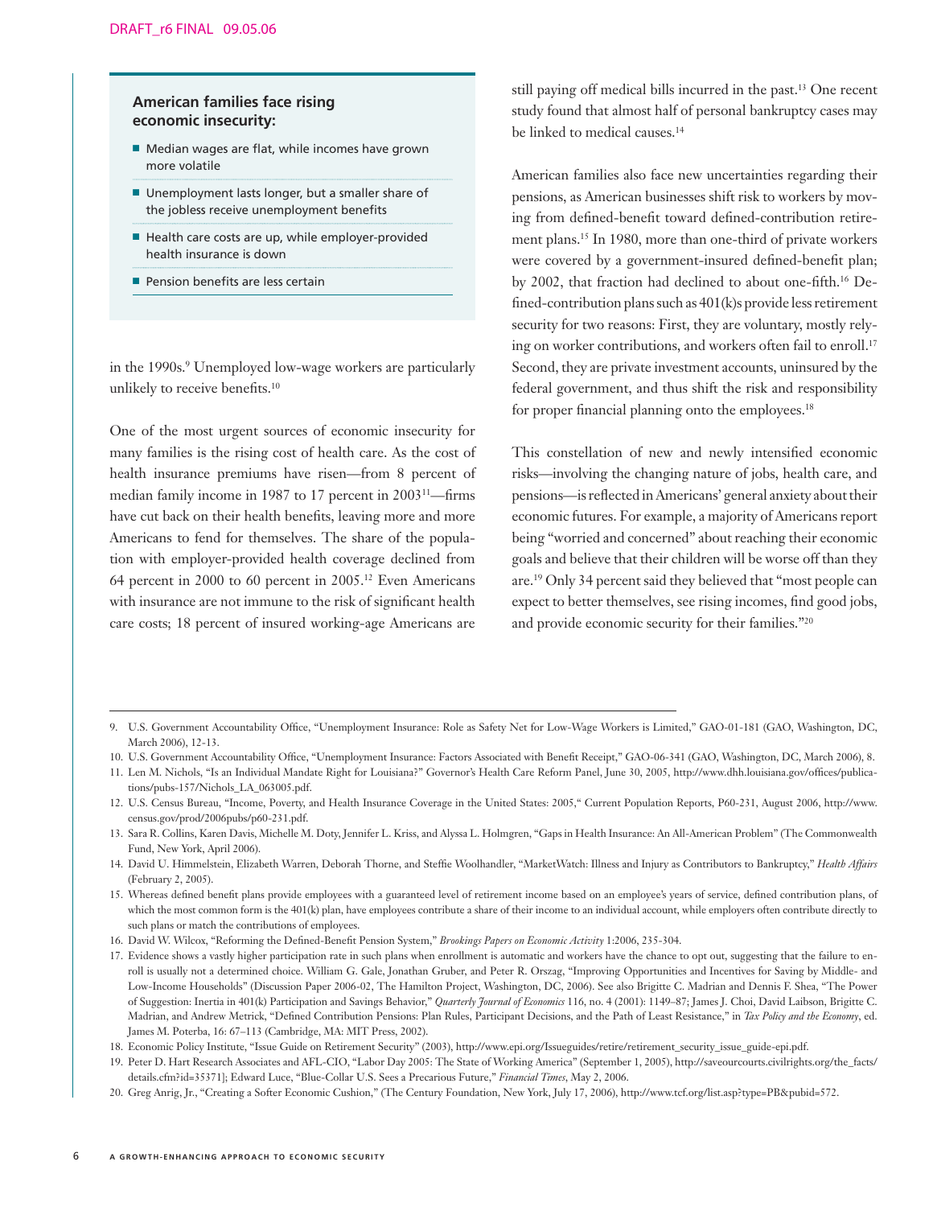**American families face rising economic insecurity:**

- Median wages are flat, while incomes have grown more volatile
- Unemployment lasts longer, but a smaller share of the jobless receive unemployment benefits
- Health care costs are up, while employer-provided health insurance is down
- Pension benefits are less certain

in the 1990s.[9] Unemployed low-wage workers are particularly unlikely to receive benefits.[10]

One of the most urgent sources of economic insecurity for many families is the rising cost of health care. As the cost of health insurance premiums have risen—from 8 percent of median family income in 1987 to 17 percent in 2003[11]—firms have cut back on their health benefits, leaving more and more Americans to fend for themselves. The share of the population with employer-provided health coverage declined from 64 percent in 2000 to 60 percent in 2005.[12] Even Americans with insurance are not immune to the risk of significant health care costs; 18 percent of insured working-age Americans are still paying off medical bills incurred in the past.[13] One recent study found that almost half of personal bankruptcy cases may be linked to medical causes.[14]

American families also face new uncertainties regarding their pensions, as American businesses shift risk to workers by moving from defined-benefit toward defined-contribution retirement plans.[15] In 1980, more than one-third of private workers were covered by a government-insured defined-benefit plan; by 2002, that fraction had declined to about one-fifth.[16] Defined-contribution plans such as 401(k)s provide less retirement security for two reasons: First, they are voluntary, mostly relying on worker contributions, and workers often fail to enroll.[17] Second, they are private investment accounts, uninsured by the federal government, and thus shift the risk and responsibility for proper financial planning onto the employees.[18]

This constellation of new and newly intensified economic risks—involving the changing nature of jobs, health care, and pensions—is reflected in Americans' general anxiety about their economic futures. For example, a majority of Americans report being "worried and concerned" about reaching their economic goals and believe that their children will be worse off than they are.[19] Only 34 percent said they believed that "most people can expect to better themselves, see rising incomes, find good jobs, and provide economic security for their families."[20]

---

9. U.S. Government Accountability Office, "Unemployment Insurance: Role as Safety Net for Low-Wage Workers is Limited," GAO-01-181 (GAO, Washington, DC, March 2006), 12-13.
10. U.S. Government Accountability Office, "Unemployment Insurance: Factors Associated with Benefit Receipt," GAO-06-341 (GAO, Washington, DC, March 2006), 8.
11. Len M. Nichols, "Is an Individual Mandate Right for Louisiana?" Governor's Health Care Reform Panel, June 30, 2005, http://www.dhh.louisiana.gov/offices/publications/pubs-157/Nichols_LA_063005.pdf.
12. U.S. Census Bureau, "Income, Poverty, and Health Insurance Coverage in the United States: 2005," Current Population Reports, P60-231, August 2006, http://www.census.gov/prod/2006pubs/p60-231.pdf.
13. Sara R. Collins, Karen Davis, Michelle M. Doty, Jennifer L. Kriss, and Alyssa L. Holmgren, "Gaps in Health Insurance: An All-American Problem" (The Commonwealth Fund, New York, April 2006).
14. David U. Himmelstein, Elizabeth Warren, Deborah Thorne, and Steffie Woolhandler, "MarketWatch: Illness and Injury as Contributors to Bankruptcy," *Health Affairs* (February 2, 2005).
15. Whereas defined benefit plans provide employees with a guaranteed level of retirement income based on an employee's years of service, defined contribution plans, of which the most common form is the 401(k) plan, have employees contribute a share of their income to an individual account, while employers often contribute directly to such plans or match the contributions of employees.
16. David W. Wilcox, "Reforming the Defined-Benefit Pension System," *Brookings Papers on Economic Activity* 1:2006, 235-304.
17. Evidence shows a vastly higher participation rate in such plans when enrollment is automatic and workers have the chance to opt out, suggesting that the failure to enroll is usually not a determined choice. William G. Gale, Jonathan Gruber, and Peter R. Orszag, "Improving Opportunities and Incentives for Saving by Middle- and Low-Income Households" (Discussion Paper 2006-02, The Hamilton Project, Washington, DC, 2006). See also Brigitte C. Madrian and Dennis F. Shea, "The Power of Suggestion: Inertia in 401(k) Participation and Savings Behavior," *Quarterly Journal of Economics* 116, no. 4 (2001): 1149–87; James J. Choi, David Laibson, Brigitte C. Madrian, and Andrew Metrick, "Defined Contribution Pensions: Plan Rules, Participant Decisions, and the Path of Least Resistance," in *Tax Policy and the Economy*, ed. James M. Poterba, 16: 67–113 (Cambridge, MA: MIT Press, 2002).
18. Economic Policy Institute, "Issue Guide on Retirement Security" (2003), http://www.epi.org/Issueguides/retire/retirement_security_issue_guide-epi.pdf.
19. Peter D. Hart Research Associates and AFL-CIO, "Labor Day 2005: The State of Working America" (September 1, 2005), http://saveourcourts.civilrights.org/the_facts/details.cfm?id=35371]; Edward Luce, "Blue-Collar U.S. Sees a Precarious Future," *Financial Times*, May 2, 2006.
20. Greg Anrig, Jr., "Creating a Softer Economic Cushion," (The Century Foundation, New York, July 17, 2006), http://www.tcf.org/list.asp?type=PB&pubid=572.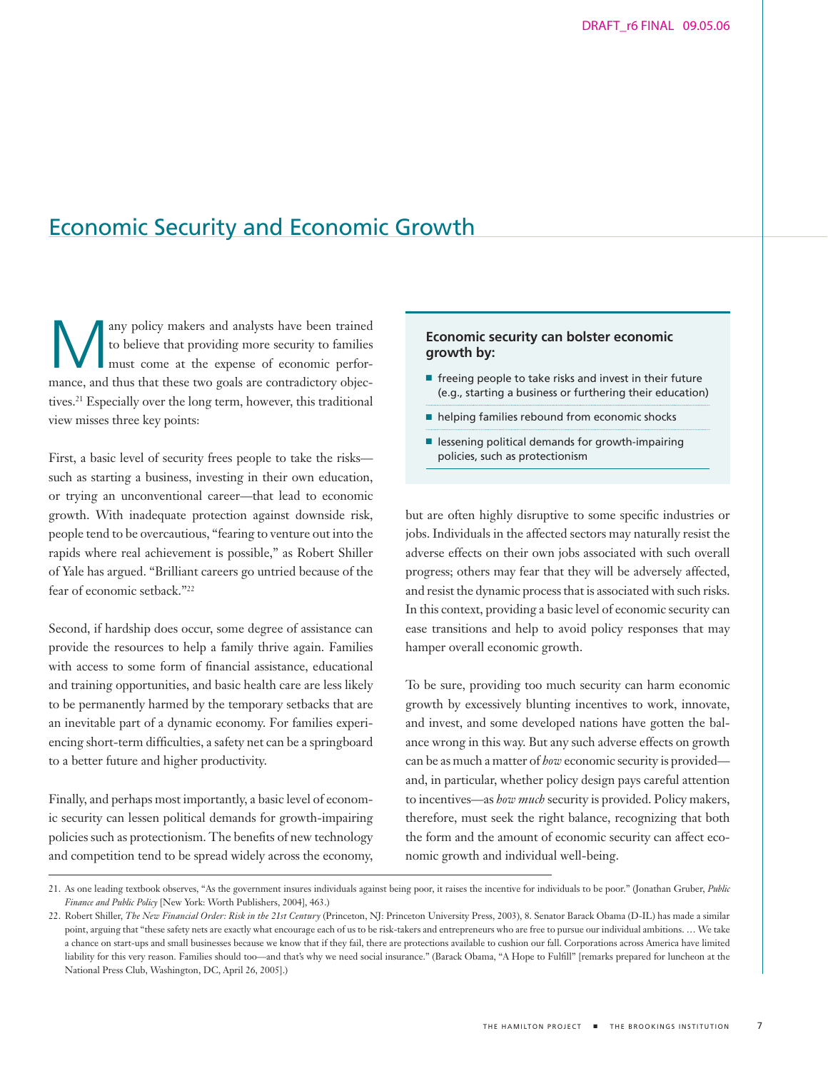## Economic Security and Economic Growth

Many policy makers and analysts have been trained to believe that providing more security to families must come at the expense of economic performance, and thus that these two goals are contradictory objectives.[21] Especially over the long term, however, this traditional view misses three key points:

First, a basic level of security frees people to take the risks—such as starting a business, investing in their own education, or trying an unconventional career—that lead to economic growth. With inadequate protection against downside risk, people tend to be overcautious, "fearing to venture out into the rapids where real achievement is possible," as Robert Shiller of Yale has argued. "Brilliant careers go untried because of the fear of economic setback."[22]

Second, if hardship does occur, some degree of assistance can provide the resources to help a family thrive again. Families with access to some form of financial assistance, educational and training opportunities, and basic health care are less likely to be permanently harmed by the temporary setbacks that are an inevitable part of a dynamic economy. For families experiencing short-term difficulties, a safety net can be a springboard to a better future and higher productivity.

Finally, and perhaps most importantly, a basic level of economic security can lessen political demands for growth-impairing policies such as protectionism. The benefits of new technology and competition tend to be spread widely across the economy, but are often highly disruptive to some specific industries or jobs. Individuals in the affected sectors may naturally resist the adverse effects on their own jobs associated with such overall progress; others may fear that they will be adversely affected, and resist the dynamic process that is associated with such risks. In this context, providing a basic level of economic security can ease transitions and help to avoid policy responses that may hamper overall economic growth.

**Economic security can bolster economic growth by:**

- freeing people to take risks and invest in their future (e.g., starting a business or furthering their education)
- helping families rebound from economic shocks
- lessening political demands for growth-impairing policies, such as protectionism

To be sure, providing too much security can harm economic growth by excessively blunting incentives to work, innovate, and invest, and some developed nations have gotten the balance wrong in this way. But any such adverse effects on growth can be as much a matter of *how* economic security is provided—and, in particular, whether policy design pays careful attention to incentives—as *how much* security is provided. Policy makers, therefore, must seek the right balance, recognizing that both the form and the amount of economic security can affect economic growth and individual well-being.

---

21. As one leading textbook observes, "As the government insures individuals against being poor, it raises the incentive for individuals to be poor." (Jonathan Gruber, *Public Finance and Public Policy* [New York: Worth Publishers, 2004], 463.)

22. Robert Shiller, *The New Financial Order: Risk in the 21st Century* (Princeton, NJ: Princeton University Press, 2003), 8. Senator Barack Obama (D-IL) has made a similar point, arguing that "these safety nets are exactly what encourage each of us to be risk-takers and entrepreneurs who are free to pursue our individual ambitions. … We take a chance on start-ups and small businesses because we know that if they fail, there are protections available to cushion our fall. Corporations across America have limited liability for this very reason. Families should too—and that's why we need social insurance." (Barack Obama, "A Hope to Fulfill" [remarks prepared for luncheon at the National Press Club, Washington, DC, April 26, 2005].)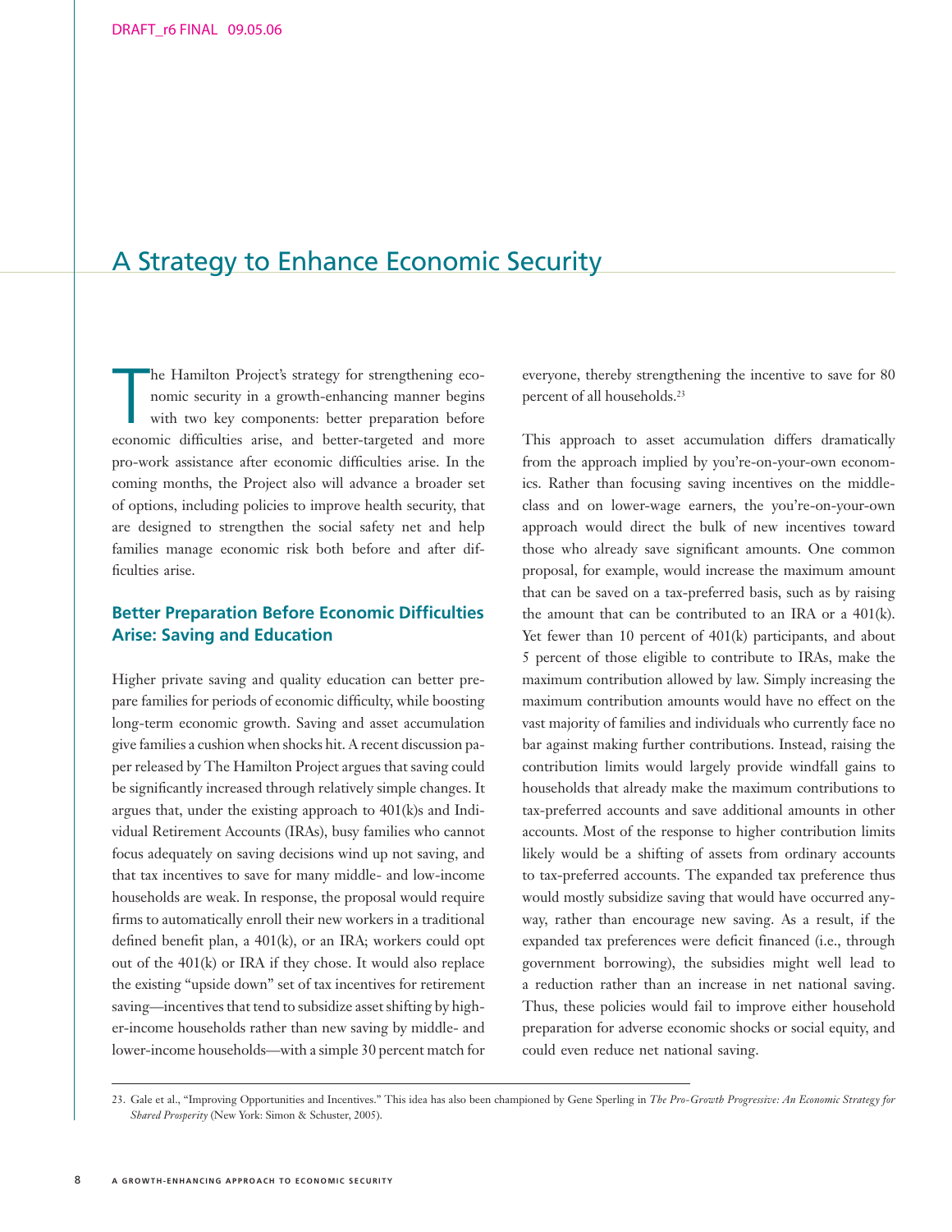# A Strategy to Enhance Economic Security

The Hamilton Project's strategy for strengthening economic security in a growth-enhancing manner begins with two key components: better preparation before economic difficulties arise, and better-targeted and more pro-work assistance after economic difficulties arise. In the coming months, the Project also will advance a broader set of options, including policies to improve health security, that are designed to strengthen the social safety net and help families manage economic risk both before and after difficulties arise.

## Better Preparation Before Economic Difficulties Arise: Saving and Education

Higher private saving and quality education can better prepare families for periods of economic difficulty, while boosting long-term economic growth. Saving and asset accumulation give families a cushion when shocks hit. A recent discussion paper released by The Hamilton Project argues that saving could be significantly increased through relatively simple changes. It argues that, under the existing approach to 401(k)s and Individual Retirement Accounts (IRAs), busy families who cannot focus adequately on saving decisions wind up not saving, and that tax incentives to save for many middle- and low-income households are weak. In response, the proposal would require firms to automatically enroll their new workers in a traditional defined benefit plan, a 401(k), or an IRA; workers could opt out of the 401(k) or IRA if they chose. It would also replace the existing "upside down" set of tax incentives for retirement saving—incentives that tend to subsidize asset shifting by higher-income households rather than new saving by middle- and lower-income households—with a simple 30 percent match for everyone, thereby strengthening the incentive to save for 80 percent of all households.[23]

This approach to asset accumulation differs dramatically from the approach implied by you're-on-your-own economics. Rather than focusing saving incentives on the middle-class and on lower-wage earners, the you're-on-your-own approach would direct the bulk of new incentives toward those who already save significant amounts. One common proposal, for example, would increase the maximum amount that can be saved on a tax-preferred basis, such as by raising the amount that can be contributed to an IRA or a 401(k). Yet fewer than 10 percent of 401(k) participants, and about 5 percent of those eligible to contribute to IRAs, make the maximum contribution allowed by law. Simply increasing the maximum contribution amounts would have no effect on the vast majority of families and individuals who currently face no bar against making further contributions. Instead, raising the contribution limits would largely provide windfall gains to households that already make the maximum contributions to tax-preferred accounts and save additional amounts in other accounts. Most of the response to higher contribution limits likely would be a shifting of assets from ordinary accounts to tax-preferred accounts. The expanded tax preference thus would mostly subsidize saving that would have occurred anyway, rather than encourage new saving. As a result, if the expanded tax preferences were deficit financed (i.e., through government borrowing), the subsidies might well lead to a reduction rather than an increase in net national saving. Thus, these policies would fail to improve either household preparation for adverse economic shocks or social equity, and could even reduce net national saving.

---

23. Gale et al., "Improving Opportunities and Incentives." This idea has also been championed by Gene Sperling in *The Pro-Growth Progressive: An Economic Strategy for Shared Prosperity* (New York: Simon & Schuster, 2005).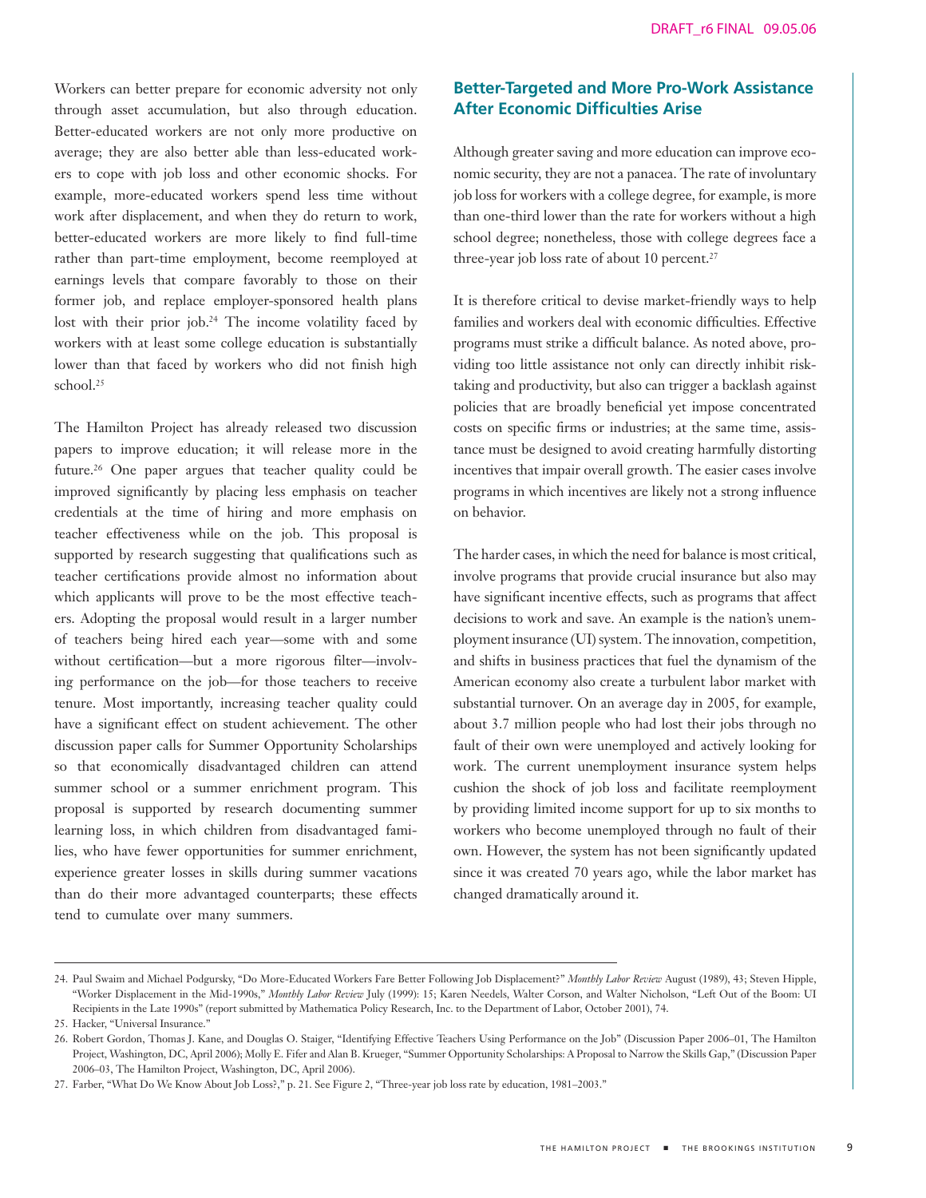Workers can better prepare for economic adversity not only through asset accumulation, but also through education. Better-educated workers are not only more productive on average; they are also better able than less-educated workers to cope with job loss and other economic shocks. For example, more-educated workers spend less time without work after displacement, and when they do return to work, better-educated workers are more likely to find full-time rather than part-time employment, become reemployed at earnings levels that compare favorably to those on their former job, and replace employer-sponsored health plans lost with their prior job.[24] The income volatility faced by workers with at least some college education is substantially lower than that faced by workers who did not finish high school.[25]

The Hamilton Project has already released two discussion papers to improve education; it will release more in the future.[26] One paper argues that teacher quality could be improved significantly by placing less emphasis on teacher credentials at the time of hiring and more emphasis on teacher effectiveness while on the job. This proposal is supported by research suggesting that qualifications such as teacher certifications provide almost no information about which applicants will prove to be the most effective teachers. Adopting the proposal would result in a larger number of teachers being hired each year—some with and some without certification—but a more rigorous filter—involving performance on the job—for those teachers to receive tenure. Most importantly, increasing teacher quality could have a significant effect on student achievement. The other discussion paper calls for Summer Opportunity Scholarships so that economically disadvantaged children can attend summer school or a summer enrichment program. This proposal is supported by research documenting summer learning loss, in which children from disadvantaged families, who have fewer opportunities for summer enrichment, experience greater losses in skills during summer vacations than do their more advantaged counterparts; these effects tend to cumulate over many summers.

## Better-Targeted and More Pro-Work Assistance After Economic Difficulties Arise

Although greater saving and more education can improve economic security, they are not a panacea. The rate of involuntary job loss for workers with a college degree, for example, is more than one-third lower than the rate for workers without a high school degree; nonetheless, those with college degrees face a three-year job loss rate of about 10 percent.[27]

It is therefore critical to devise market-friendly ways to help families and workers deal with economic difficulties. Effective programs must strike a difficult balance. As noted above, providing too little assistance not only can directly inhibit risk-taking and productivity, but also can trigger a backlash against policies that are broadly beneficial yet impose concentrated costs on specific firms or industries; at the same time, assistance must be designed to avoid creating harmfully distorting incentives that impair overall growth. The easier cases involve programs in which incentives are likely not a strong influence on behavior.

The harder cases, in which the need for balance is most critical, involve programs that provide crucial insurance but also may have significant incentive effects, such as programs that affect decisions to work and save. An example is the nation's unemployment insurance (UI) system. The innovation, competition, and shifts in business practices that fuel the dynamism of the American economy also create a turbulent labor market with substantial turnover. On an average day in 2005, for example, about 3.7 million people who had lost their jobs through no fault of their own were unemployed and actively looking for work. The current unemployment insurance system helps cushion the shock of job loss and facilitate reemployment by providing limited income support for up to six months to workers who become unemployed through no fault of their own. However, the system has not been significantly updated since it was created 70 years ago, while the labor market has changed dramatically around it.

---

24. Paul Swaim and Michael Podgursky, "Do More-Educated Workers Fare Better Following Job Displacement?" *Monthly Labor Review* August (1989), 43; Steven Hipple, "Worker Displacement in the Mid-1990s," *Monthly Labor Review* July (1999): 15; Karen Needels, Walter Corson, and Walter Nicholson, "Left Out of the Boom: UI Recipients in the Late 1990s" (report submitted by Mathematica Policy Research, Inc. to the Department of Labor, October 2001), 74.
25. Hacker, "Universal Insurance."
26. Robert Gordon, Thomas J. Kane, and Douglas O. Staiger, "Identifying Effective Teachers Using Performance on the Job" (Discussion Paper 2006–01, The Hamilton Project, Washington, DC, April 2006); Molly E. Fifer and Alan B. Krueger, "Summer Opportunity Scholarships: A Proposal to Narrow the Skills Gap," (Discussion Paper 2006–03, The Hamilton Project, Washington, DC, April 2006).
27. Farber, "What Do We Know About Job Loss?," p. 21. See Figure 2, "Three-year job loss rate by education, 1981–2003."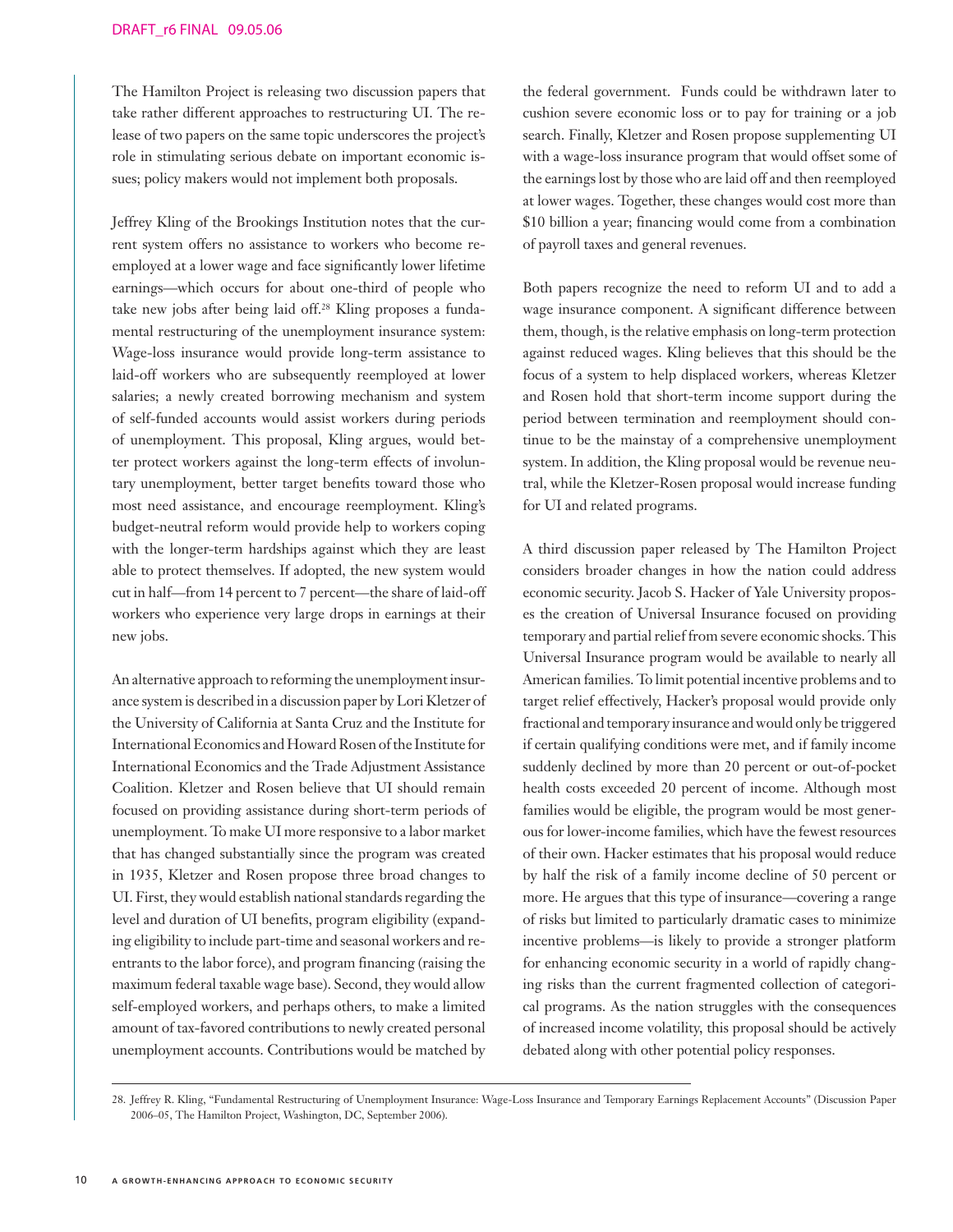The Hamilton Project is releasing two discussion papers that take rather different approaches to restructuring UI. The release of two papers on the same topic underscores the project's role in stimulating serious debate on important economic issues; policy makers would not implement both proposals.

Jeffrey Kling of the Brookings Institution notes that the current system offers no assistance to workers who become reemployed at a lower wage and face significantly lower lifetime earnings—which occurs for about one-third of people who take new jobs after being laid off.[28] Kling proposes a fundamental restructuring of the unemployment insurance system: Wage-loss insurance would provide long-term assistance to laid-off workers who are subsequently reemployed at lower salaries; a newly created borrowing mechanism and system of self-funded accounts would assist workers during periods of unemployment. This proposal, Kling argues, would better protect workers against the long-term effects of involuntary unemployment, better target benefits toward those who most need assistance, and encourage reemployment. Kling's budget-neutral reform would provide help to workers coping with the longer-term hardships against which they are least able to protect themselves. If adopted, the new system would cut in half—from 14 percent to 7 percent—the share of laid-off workers who experience very large drops in earnings at their new jobs.

An alternative approach to reforming the unemployment insurance system is described in a discussion paper by Lori Kletzer of the University of California at Santa Cruz and the Institute for International Economics and Howard Rosen of the Institute for International Economics and the Trade Adjustment Assistance Coalition. Kletzer and Rosen believe that UI should remain focused on providing assistance during short-term periods of unemployment. To make UI more responsive to a labor market that has changed substantially since the program was created in 1935, Kletzer and Rosen propose three broad changes to UI. First, they would establish national standards regarding the level and duration of UI benefits, program eligibility (expanding eligibility to include part-time and seasonal workers and reentrants to the labor force), and program financing (raising the maximum federal taxable wage base). Second, they would allow self-employed workers, and perhaps others, to make a limited amount of tax-favored contributions to newly created personal unemployment accounts. Contributions would be matched by the federal government. Funds could be withdrawn later to cushion severe economic loss or to pay for training or a job search. Finally, Kletzer and Rosen propose supplementing UI with a wage-loss insurance program that would offset some of the earnings lost by those who are laid off and then reemployed at lower wages. Together, these changes would cost more than \$10 billion a year; financing would come from a combination of payroll taxes and general revenues.

Both papers recognize the need to reform UI and to add a wage insurance component. A significant difference between them, though, is the relative emphasis on long-term protection against reduced wages. Kling believes that this should be the focus of a system to help displaced workers, whereas Kletzer and Rosen hold that short-term income support during the period between termination and reemployment should continue to be the mainstay of a comprehensive unemployment system. In addition, the Kling proposal would be revenue neutral, while the Kletzer-Rosen proposal would increase funding for UI and related programs.

A third discussion paper released by The Hamilton Project considers broader changes in how the nation could address economic security. Jacob S. Hacker of Yale University proposes the creation of Universal Insurance focused on providing temporary and partial relief from severe economic shocks. This Universal Insurance program would be available to nearly all American families. To limit potential incentive problems and to target relief effectively, Hacker's proposal would provide only fractional and temporary insurance and would only be triggered if certain qualifying conditions were met, and if family income suddenly declined by more than 20 percent or out-of-pocket health costs exceeded 20 percent of income. Although most families would be eligible, the program would be most generous for lower-income families, which have the fewest resources of their own. Hacker estimates that his proposal would reduce by half the risk of a family income decline of 50 percent or more. He argues that this type of insurance—covering a range of risks but limited to particularly dramatic cases to minimize incentive problems—is likely to provide a stronger platform for enhancing economic security in a world of rapidly changing risks than the current fragmented collection of categorical programs. As the nation struggles with the consequences of increased income volatility, this proposal should be actively debated along with other potential policy responses.

---

28. Jeffrey R. Kling, "Fundamental Restructuring of Unemployment Insurance: Wage-Loss Insurance and Temporary Earnings Replacement Accounts" (Discussion Paper 2006–05, The Hamilton Project, Washington, DC, September 2006).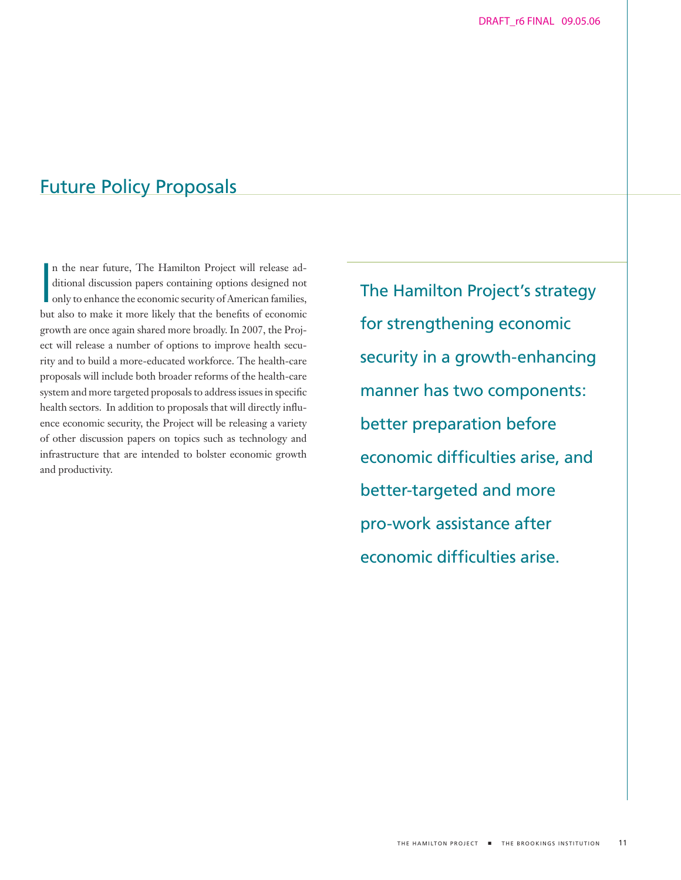## Future Policy Proposals

In the near future, The Hamilton Project will release additional discussion papers containing options designed not only to enhance the economic security of American families, but also to make it more likely that the benefits of economic growth are once again shared more broadly. In 2007, the Project will release a number of options to improve health security and to build a more-educated workforce. The health-care proposals will include both broader reforms of the health-care system and more targeted proposals to address issues in specific health sectors. In addition to proposals that will directly influence economic security, the Project will be releasing a variety of other discussion papers on topics such as technology and infrastructure that are intended to bolster economic growth and productivity.

The Hamilton Project's strategy for strengthening economic security in a growth-enhancing manner has two components: better preparation before economic difficulties arise, and better-targeted and more pro-work assistance after economic difficulties arise.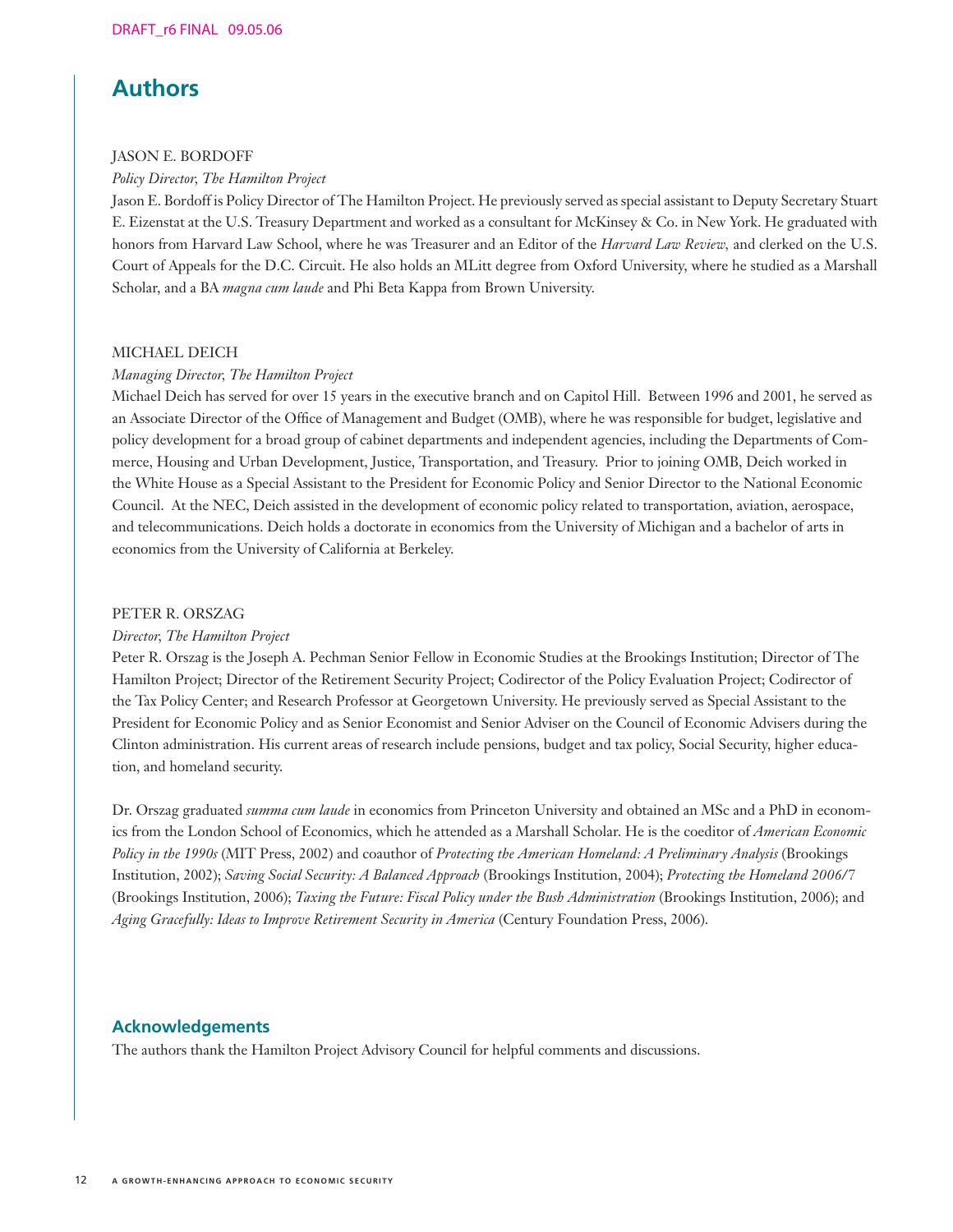## Authors

JASON E. BORDOFF

*Policy Director, The Hamilton Project*

Jason E. Bordoff is Policy Director of The Hamilton Project. He previously served as special assistant to Deputy Secretary Stuart E. Eizenstat at the U.S. Treasury Department and worked as a consultant for McKinsey & Co. in New York. He graduated with honors from Harvard Law School, where he was Treasurer and an Editor of the *Harvard Law Review,* and clerked on the U.S. Court of Appeals for the D.C. Circuit. He also holds an MLitt degree from Oxford University, where he studied as a Marshall Scholar, and a BA *magna cum laude* and Phi Beta Kappa from Brown University.

MICHAEL DEICH

*Managing Director, The Hamilton Project*

Michael Deich has served for over 15 years in the executive branch and on Capitol Hill. Between 1996 and 2001, he served as an Associate Director of the Office of Management and Budget (OMB), where he was responsible for budget, legislative and policy development for a broad group of cabinet departments and independent agencies, including the Departments of Commerce, Housing and Urban Development, Justice, Transportation, and Treasury. Prior to joining OMB, Deich worked in the White House as a Special Assistant to the President for Economic Policy and Senior Director to the National Economic Council. At the NEC, Deich assisted in the development of economic policy related to transportation, aviation, aerospace, and telecommunications. Deich holds a doctorate in economics from the University of Michigan and a bachelor of arts in economics from the University of California at Berkeley.

PETER R. ORSZAG

*Director, The Hamilton Project*

Peter R. Orszag is the Joseph A. Pechman Senior Fellow in Economic Studies at the Brookings Institution; Director of The Hamilton Project; Director of the Retirement Security Project; Codirector of the Policy Evaluation Project; Codirector of the Tax Policy Center; and Research Professor at Georgetown University. He previously served as Special Assistant to the President for Economic Policy and as Senior Economist and Senior Adviser on the Council of Economic Advisers during the Clinton administration. His current areas of research include pensions, budget and tax policy, Social Security, higher education, and homeland security.

Dr. Orszag graduated *summa cum laude* in economics from Princeton University and obtained an MSc and a PhD in economics from the London School of Economics, which he attended as a Marshall Scholar. He is the coeditor of *American Economic Policy in the 1990s* (MIT Press, 2002) and coauthor of *Protecting the American Homeland: A Preliminary Analysis* (Brookings Institution, 2002); *Saving Social Security: A Balanced Approach* (Brookings Institution, 2004); *Protecting the Homeland 2006/7* (Brookings Institution, 2006); *Taxing the Future: Fiscal Policy under the Bush Administration* (Brookings Institution, 2006); and *Aging Gracefully: Ideas to Improve Retirement Security in America* (Century Foundation Press, 2006).

## Acknowledgements

The authors thank the Hamilton Project Advisory Council for helpful comments and discussions.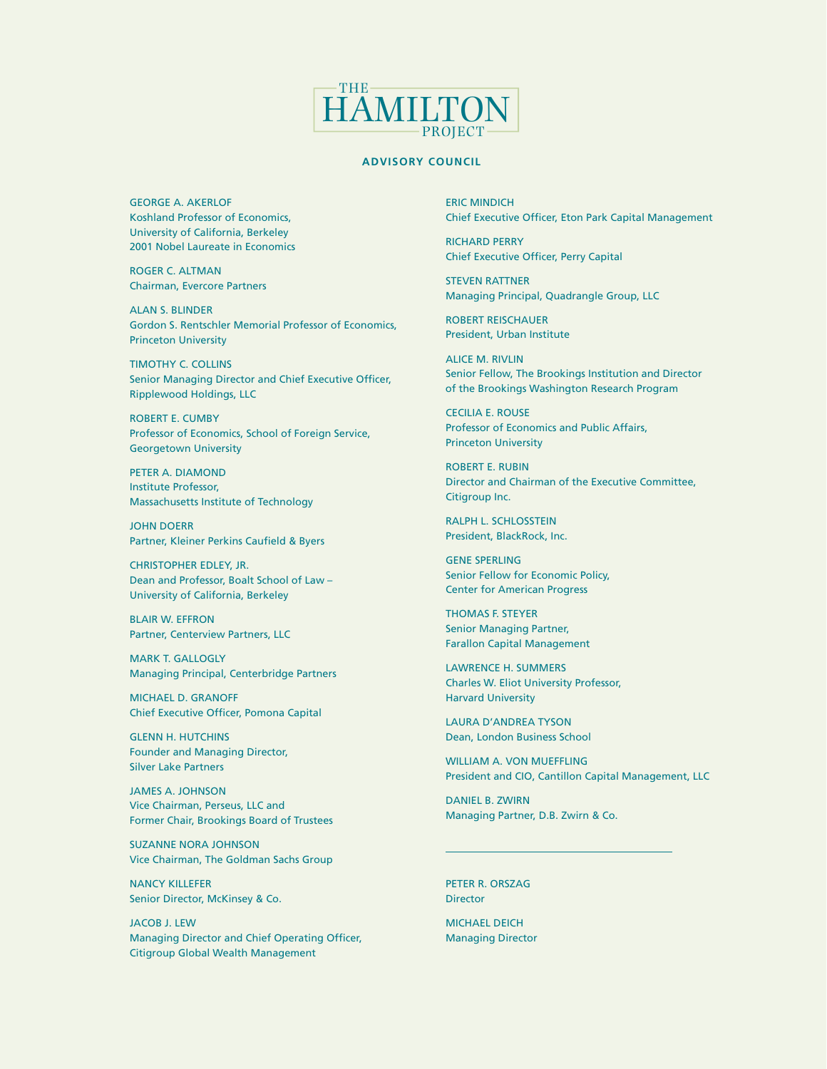# THE HAMILTON PROJECT

## ADVISORY COUNCIL

GEORGE A. AKERLOF
Koshland Professor of Economics,
University of California, Berkeley
2001 Nobel Laureate in Economics

ROGER C. ALTMAN
Chairman, Evercore Partners

ALAN S. BLINDER
Gordon S. Rentschler Memorial Professor of Economics,
Princeton University

TIMOTHY C. COLLINS
Senior Managing Director and Chief Executive Officer,
Ripplewood Holdings, LLC

ROBERT E. CUMBY
Professor of Economics, School of Foreign Service,
Georgetown University

PETER A. DIAMOND
Institute Professor,
Massachusetts Institute of Technology

JOHN DOERR
Partner, Kleiner Perkins Caufield & Byers

CHRISTOPHER EDLEY, JR.
Dean and Professor, Boalt School of Law –
University of California, Berkeley

BLAIR W. EFFRON
Partner, Centerview Partners, LLC

MARK T. GALLOGLY
Managing Principal, Centerbridge Partners

MICHAEL D. GRANOFF
Chief Executive Officer, Pomona Capital

GLENN H. HUTCHINS
Founder and Managing Director,
Silver Lake Partners

JAMES A. JOHNSON
Vice Chairman, Perseus, LLC and
Former Chair, Brookings Board of Trustees

SUZANNE NORA JOHNSON
Vice Chairman, The Goldman Sachs Group

NANCY KILLEFER
Senior Director, McKinsey & Co.

JACOB J. LEW
Managing Director and Chief Operating Officer,
Citigroup Global Wealth Management

ERIC MINDICH
Chief Executive Officer, Eton Park Capital Management

RICHARD PERRY
Chief Executive Officer, Perry Capital

STEVEN RATTNER
Managing Principal, Quadrangle Group, LLC

ROBERT REISCHAUER
President, Urban Institute

ALICE M. RIVLIN
Senior Fellow, The Brookings Institution and Director
of the Brookings Washington Research Program

CECILIA E. ROUSE
Professor of Economics and Public Affairs,
Princeton University

ROBERT E. RUBIN
Director and Chairman of the Executive Committee,
Citigroup Inc.

RALPH L. SCHLOSSTEIN
President, BlackRock, Inc.

GENE SPERLING
Senior Fellow for Economic Policy,
Center for American Progress

THOMAS F. STEYER
Senior Managing Partner,
Farallon Capital Management

LAWRENCE H. SUMMERS
Charles W. Eliot University Professor,
Harvard University

LAURA D'ANDREA TYSON
Dean, London Business School

WILLIAM A. VON MUEFFLING
President and CIO, Cantillon Capital Management, LLC

DANIEL B. ZWIRN
Managing Partner, D.B. Zwirn & Co.

---

PETER R. ORSZAG
Director

MICHAEL DEICH
Managing Director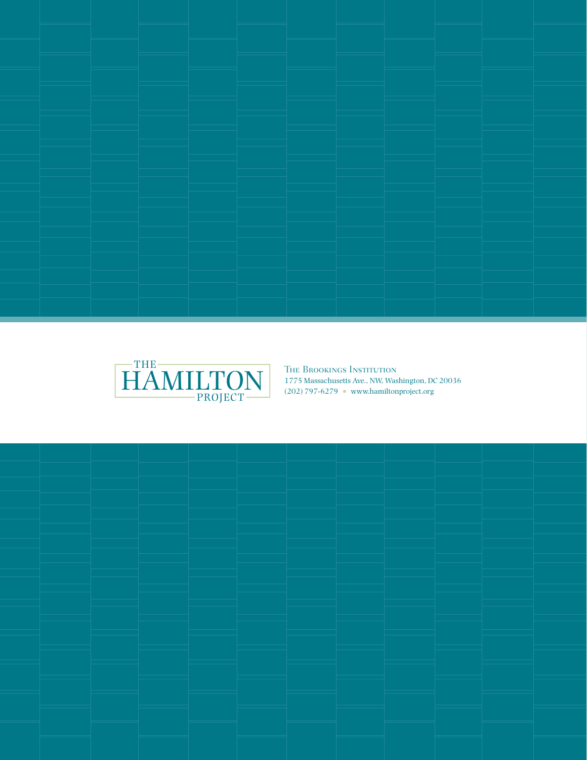THE HAMILTON PROJECT

The Brookings Institution
1775 Massachusetts Ave., NW, Washington, DC 20036
(202) 797-6279 ▪ www.hamiltonproject.org